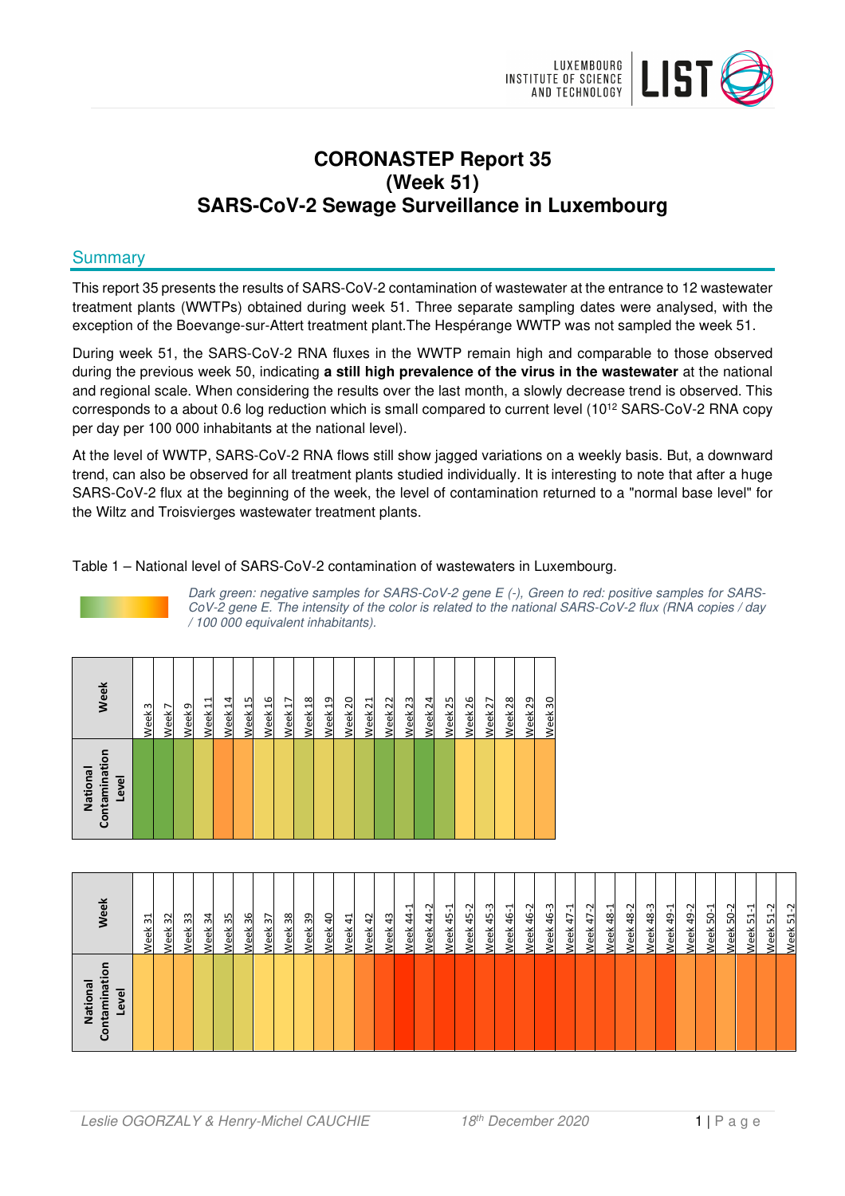# CORONASTEP Report 35 (Week 51) SARS-CoV-2 Sewage Surveillance in Luxembourg

## Summary

This report 35 presents the results of SARS-CoV-2 contamination of wastewater at the entrance to 12 wastewater treatment plants (WWTPs) obtained during week 51. Three separate sampling dates were analysed, with the exception of the Boevange-sur-Attert treatment plant.The Hespérange WWTP was not sampled the week 51.

During week 51, the SARS-CoV-2 RNA fluxes in the WWTP remain high and comparable to those observed during the previous week 50, indicating **a still high prevalence of the virus in the wastewater** at the national and regional scale. When considering the results over the last month, a slowly decrease trend is observed. This corresponds to a about 0.6 log reduction which is small compared to current level ($10^{12}$ SARS-CoV-2 RNA copy per day per 100 000 inhabitants at the national level).

At the level of WWTP, SARS-CoV-2 RNA flows still show jagged variations on a weekly basis. But, a downward trend, can also be observed for all treatment plants studied individually. It is interesting to note that after a huge SARS-CoV-2 flux at the beginning of the week, the level of contamination returned to a "normal base level" for the Wiltz and Troisvierges wastewater treatment plants.

Table 1 – National level of SARS-CoV-2 contamination of wastewaters in Luxembourg.

*Dark green: negative samples for SARS-CoV-2 gene E (-), Green to red: positive samples for SARS-CoV-2 gene E. The intensity of the color is related to the national SARS-CoV-2 flux (RNA copies / day / 100 000 equivalent inhabitants).*

| Week | Week 3 | Week 7 | Week 9 | Week 11 | Week 14 | Week 15 | Week 16 | Week 17 | Week 18 | Week 19 | Week 20 | Week 21 | Week 22 | Week 23 | Week 24 | Week 25 | Week 26 | Week 27 | Week 28 | Week 29 | Week 30 |
|---|---|---|---|---|---|---|---|---|---|---|---|---|---|---|---|---|---|---|---|---|---|
| National Contamination Level | | | | | | | | | | | | | | | | | | | | | |

| Week | Week 31 | Week 32 | Week 33 | Week 34 | Week 35 | Week 36 | Week 37 | Week 38 | Week 39 | Week 40 | Week 41 | Week 42 | Week 43 | Week 44-1 | Week 44-2 | Week 45-1 | Week 45-2 | Week 45-3 | Week 46-1 | Week 46-2 | Week 46-3 | Week 47-1 | Week 47-2 | Week 48-1 | Week 48-2 | Week 48-3 | Week 49-1 | Week 49-2 | Week 50-1 | Week 50-2 | Week 51-1 | Week 51-2 | Week 51-2 |
|---|---|---|---|---|---|---|---|---|---|---|---|---|---|---|---|---|---|---|---|---|---|---|---|---|---|---|---|---|---|---|---|---|---|
| National Contamination Level | | | | | | | | | | | | | | | | | | | | | | | | | | | | | | | | | |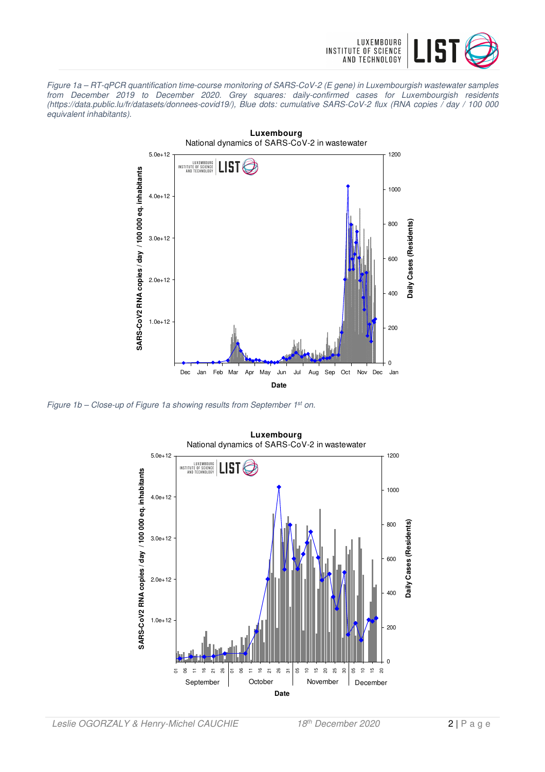*Figure 1a – RT-qPCR quantification time-course monitoring of SARS-CoV-2 (E gene) in Luxembourgish wastewater samples from December 2019 to December 2020. Grey squares: daily-confirmed cases for Luxembourgish residents (https://data.public.lu/fr/datasets/donnees-covid19/), Blue dots: cumulative SARS-CoV-2 flux (RNA copies / day / 100 000 equivalent inhabitants).*

*Figure 1b – Close-up of Figure 1a showing results from September 1st on.*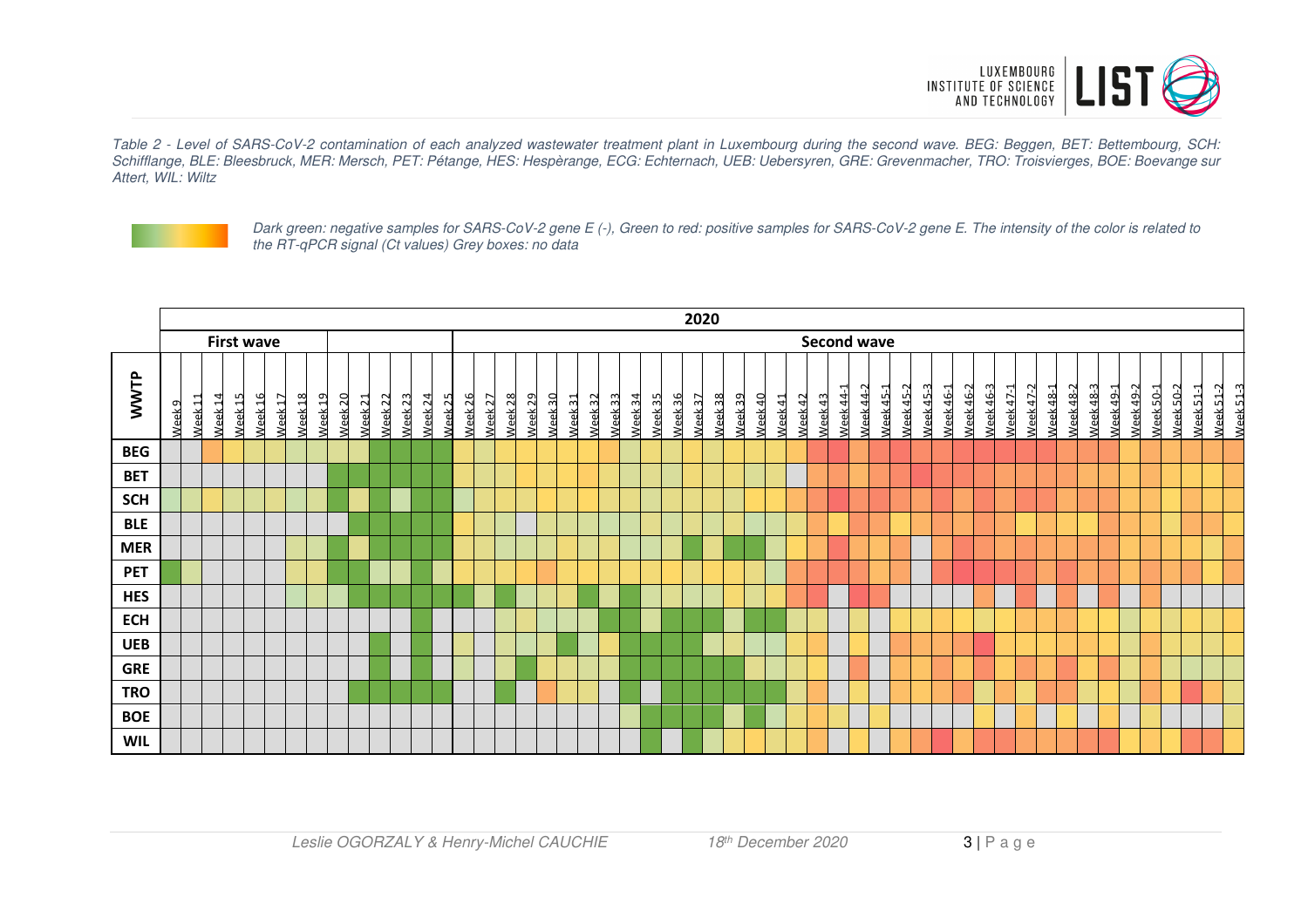*Table 2 - Level of SARS-CoV-2 contamination of each analyzed wastewater treatment plant in Luxembourg during the second wave. BEG: Beggen, BET: Bettembourg, SCH: Schifflange, BLE: Bleesbruck, MER: Mersch, PET: Pétange, HES: Hespèrange, ECG: Echternach, UEB: Uebersyren, GRE: Grevenmacher, TRO: Troisvierges, BOE: Boevange sur Attert, WIL: Wiltz*

*Dark green: negative samples for SARS-CoV-2 gene E (-), Green to red: positive samples for SARS-CoV-2 gene E. The intensity of the color is related to the RT-qPCR signal (Ct values) Grey boxes: no data*

| | 2020 | | | | | | | | | | | | | | | | | | | | | | | | | | | | | | | | | | | | | | | | | | | | | | | | | | |
|---|---|---|---|---|---|---|---|---|---|---|---|---|---|---|---|---|---|---|---|---|---|---|---|---|---|---|---|---|---|---|---|---|---|---|---|---|---|---|---|---|---|---|---|---|---|---|---|---|---|---|---|---|
| | First wave | | | | | | | | | | | | | | Second wave | | | | | | | | | | | | | | | | | | | | | | | | | | | | | | | | | | | | | |
| WWTP | Week 9 | Week 11 | Week 14 | Week 15 | Week 16 | Week 17 | Week 18 | Week 19 | Week 20 | Week 21 | Week 22 | Week 23 | Week 24 | Week 25 | Week 26 | Week 27 | Week 28 | Week 29 | Week 30 | Week 31 | Week 32 | Week 33 | Week 34 | Week 35 | Week 36 | Week 37 | Week 38 | Week 39 | Week 40 | Week 41 | Week 42 | Week 43 | Week 44-1 | Week 44-2 | Week 45-1 | Week 45-2 | Week 45-3 | Week 46-1 | Week 46-2 | Week 46-3 | Week 47-1 | Week 47-2 | Week 48-1 | Week 48-2 | Week 48-3 | Week 49-1 | Week 49-2 | Week 50-1 | Week 50-2 | Week 51-1 | Week 51-2 | Week 51-3 |
| BEG | | | | | | | | | | | | | | | | | | | | | | | | | | | | | | | | | | | | | | | | | | | | | | | | | | | | |
| BET | | | | | | | | | | | | | | | | | | | | | | | | | | | | | | | | | | | | | | | | | | | | | | | | | | | | |
| SCH | | | | | | | | | | | | | | | | | | | | | | | | | | | | | | | | | | | | | | | | | | | | | | | | | | | | |
| BLE | | | | | | | | | | | | | | | | | | | | | | | | | | | | | | | | | | | | | | | | | | | | | | | | | | | | |
| MER | | | | | | | | | | | | | | | | | | | | | | | | | | | | | | | | | | | | | | | | | | | | | | | | | | | | |
| PET | | | | | | | | | | | | | | | | | | | | | | | | | | | | | | | | | | | | | | | | | | | | | | | | | | | | |
| HES | | | | | | | | | | | | | | | | | | | | | | | | | | | | | | | | | | | | | | | | | | | | | | | | | | | | |
| ECH | | | | | | | | | | | | | | | | | | | | | | | | | | | | | | | | | | | | | | | | | | | | | | | | | | | | |
| UEB | | | | | | | | | | | | | | | | | | | | | | | | | | | | | | | | | | | | | | | | | | | | | | | | | | | | |
| GRE | | | | | | | | | | | | | | | | | | | | | | | | | | | | | | | | | | | | | | | | | | | | | | | | | | | | |
| TRO | | | | | | | | | | | | | | | | | | | | | | | | | | | | | | | | | | | | | | | | | | | | | | | | | | | | |
| BOE | | | | | | | | | | | | | | | | | | | | | | | | | | | | | | | | | | | | | | | | | | | | | | | | | | | | |
| WIL | | | | | | | | | | | | | | | | | | | | | | | | | | | | | | | | | | | | | | | | | | | | | | | | | | | | |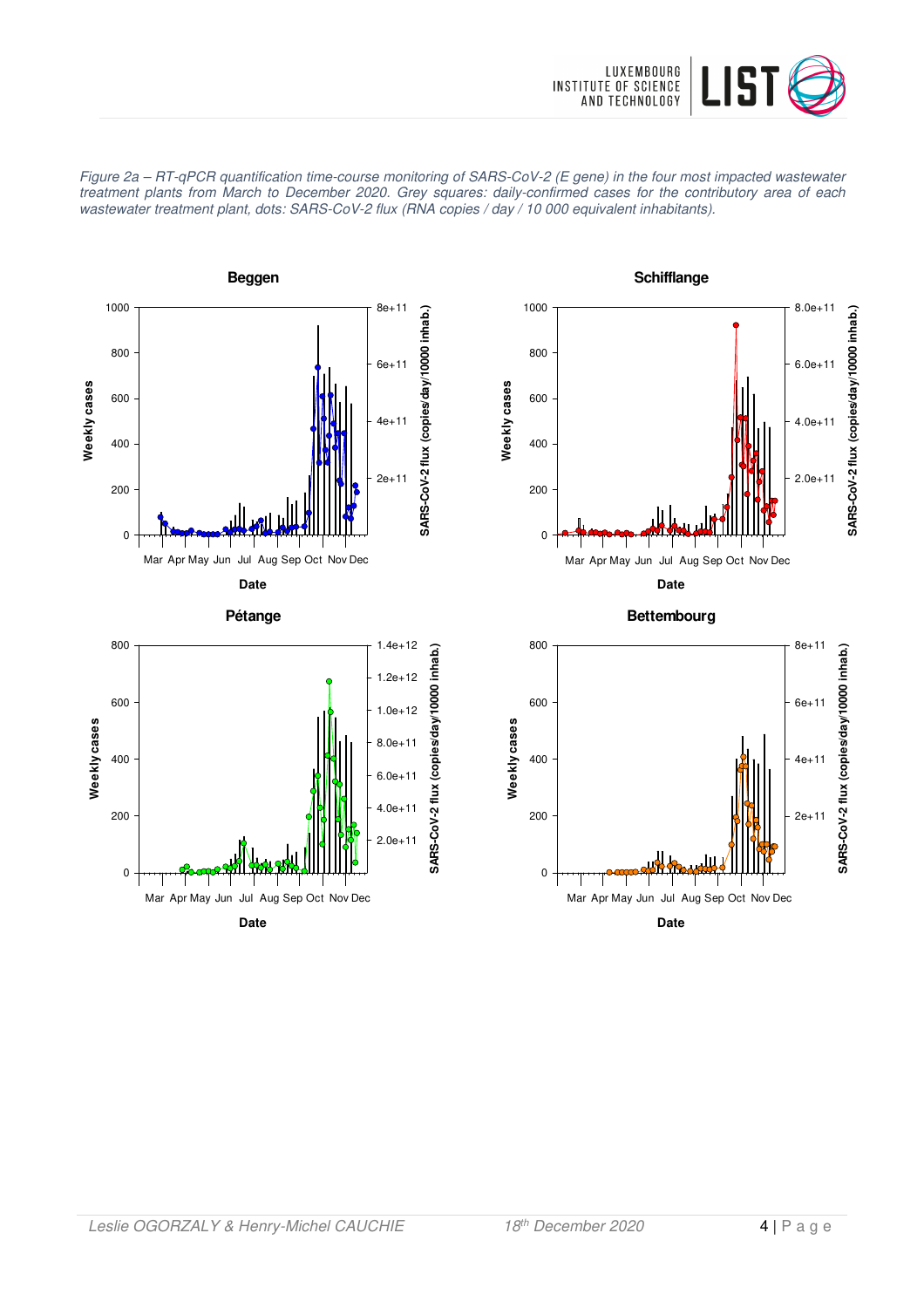*Figure 2a – RT-qPCR quantification time-course monitoring of SARS-CoV-2 (E gene) in the four most impacted wastewater treatment plants from March to December 2020. Grey squares: daily-confirmed cases for the contributory area of each wastewater treatment plant, dots: SARS-CoV-2 flux (RNA copies / day / 10 000 equivalent inhabitants).*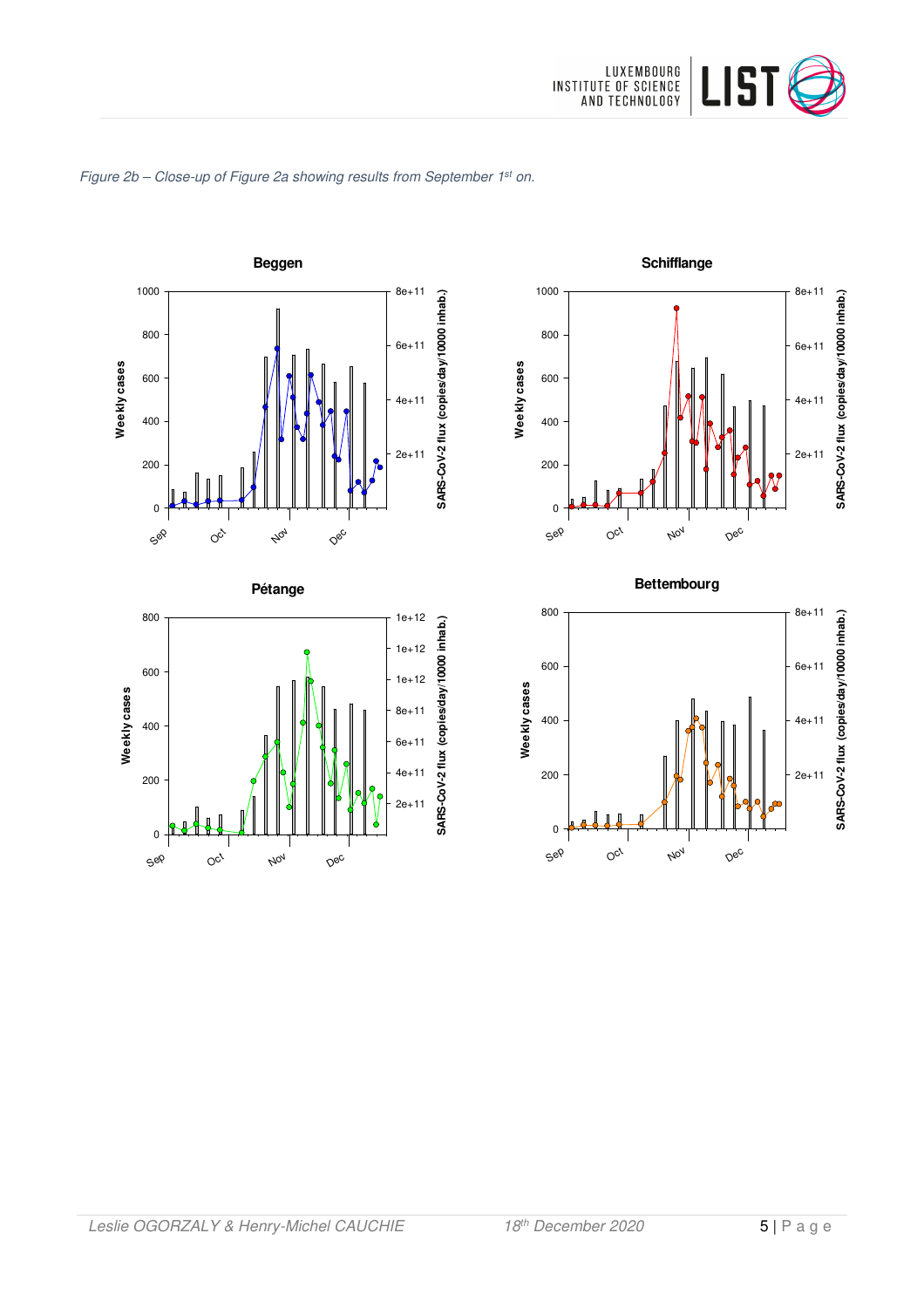*Figure 2b – Close-up of Figure 2a showing results from September 1st on.*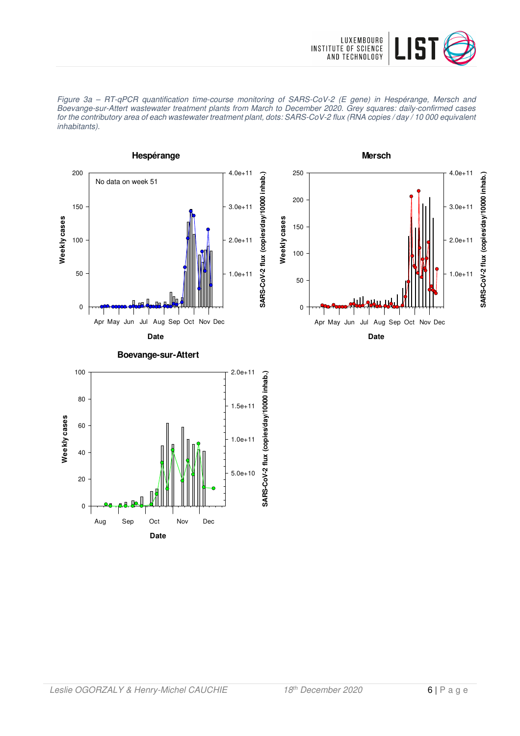*Figure 3a – RT-qPCR quantification time-course monitoring of SARS-CoV-2 (E gene) in Hespérange, Mersch and Boevange-sur-Attert wastewater treatment plants from March to December 2020. Grey squares: daily-confirmed cases for the contributory area of each wastewater treatment plant, dots: SARS-CoV-2 flux (RNA copies / day / 10 000 equivalent inhabitants).*

**Hespérange**

No data on week 51

**Mersch**

**Boevange-sur-Attert**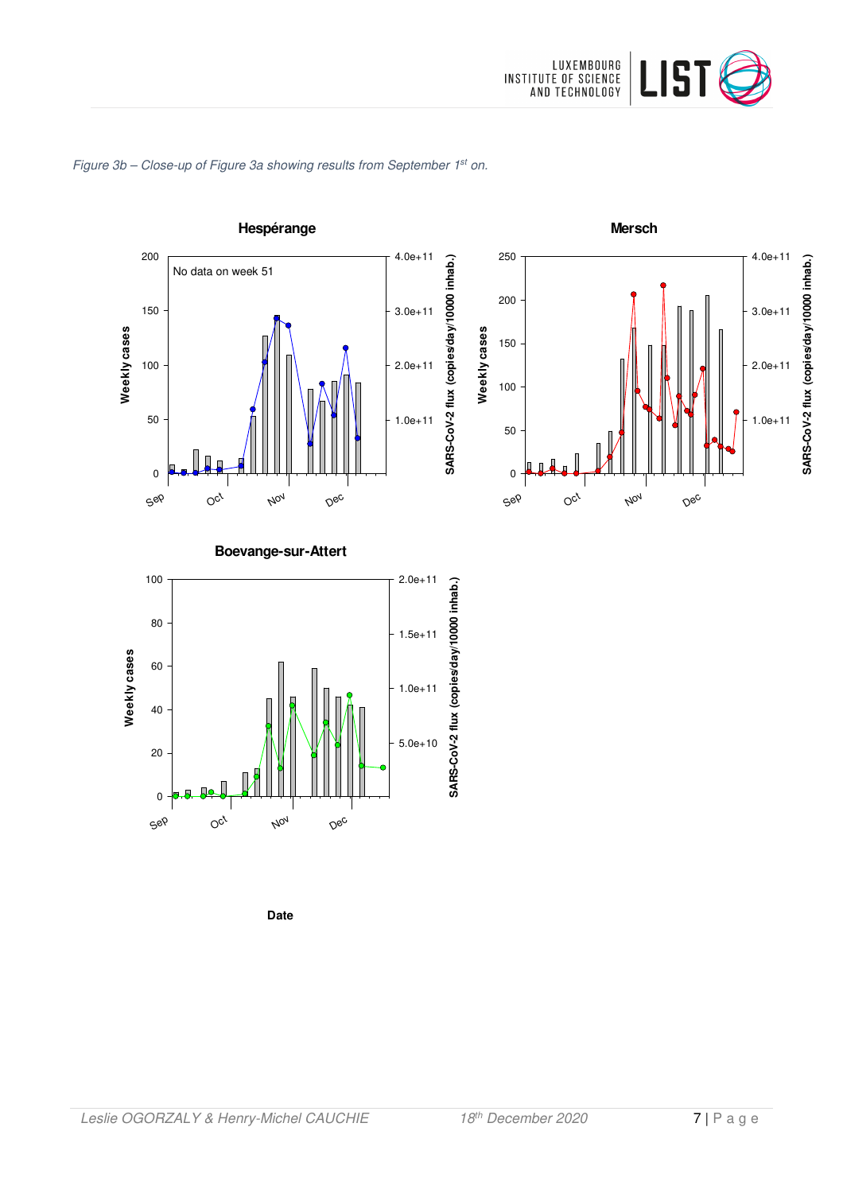*Figure 3b – Close-up of Figure 3a showing results from September 1st on.*

**Hespérange**

No data on week 51

**Mersch**

**Boevange-sur-Attert**

Weekly cases

SARS-CoV-2 flux (copies/day/10000 inhab.)

**Date**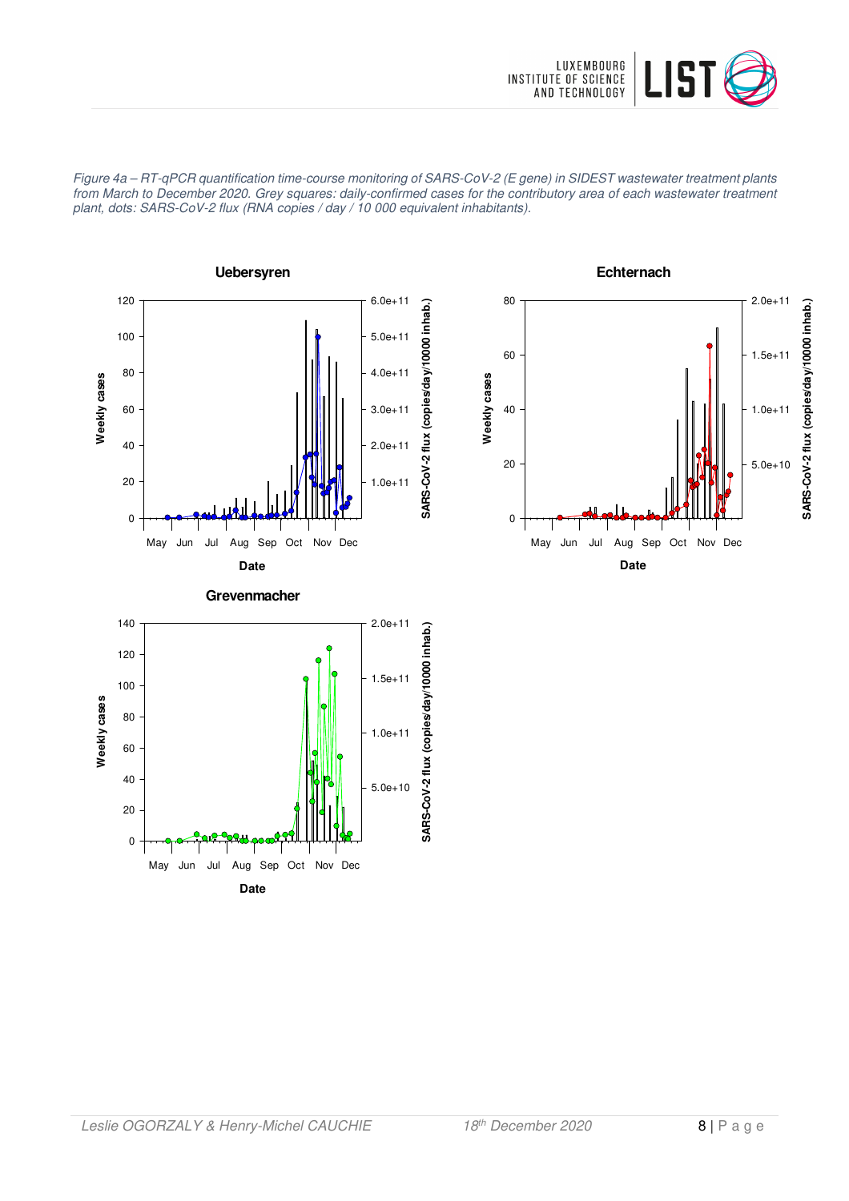*Figure 4a – RT-qPCR quantification time-course monitoring of SARS-CoV-2 (E gene) in SIDEST wastewater treatment plants from March to December 2020. Grey squares: daily-confirmed cases for the contributory area of each wastewater treatment plant, dots: SARS-CoV-2 flux (RNA copies / day / 10 000 equivalent inhabitants).*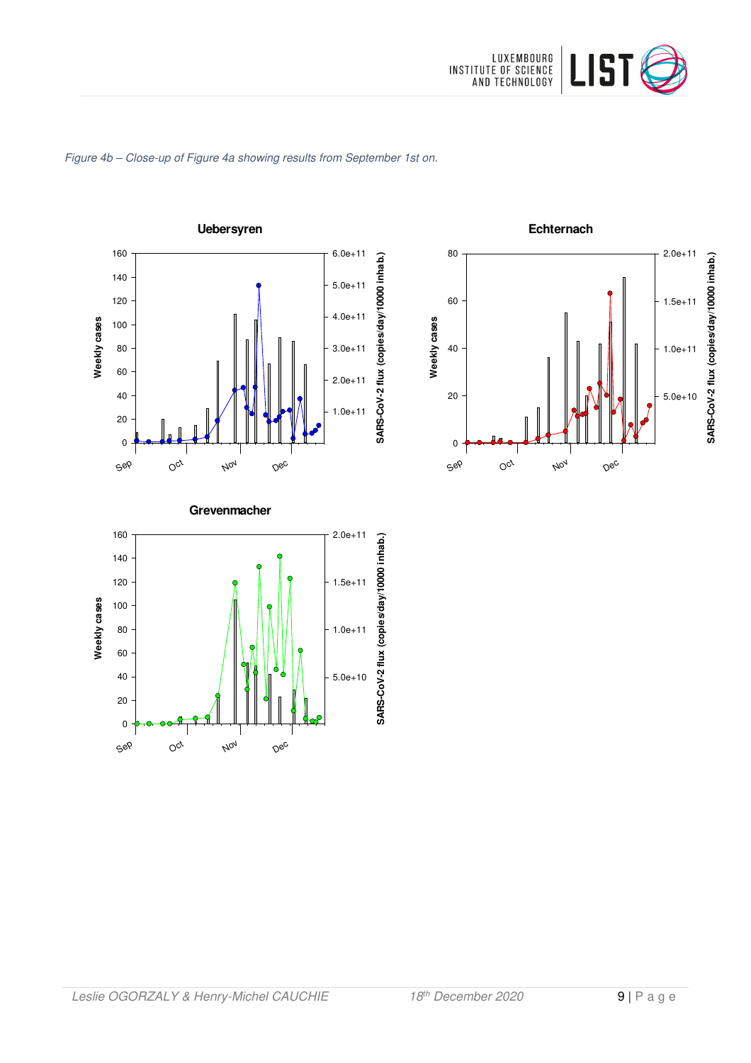*Figure 4b – Close-up of Figure 4a showing results from September 1st on.*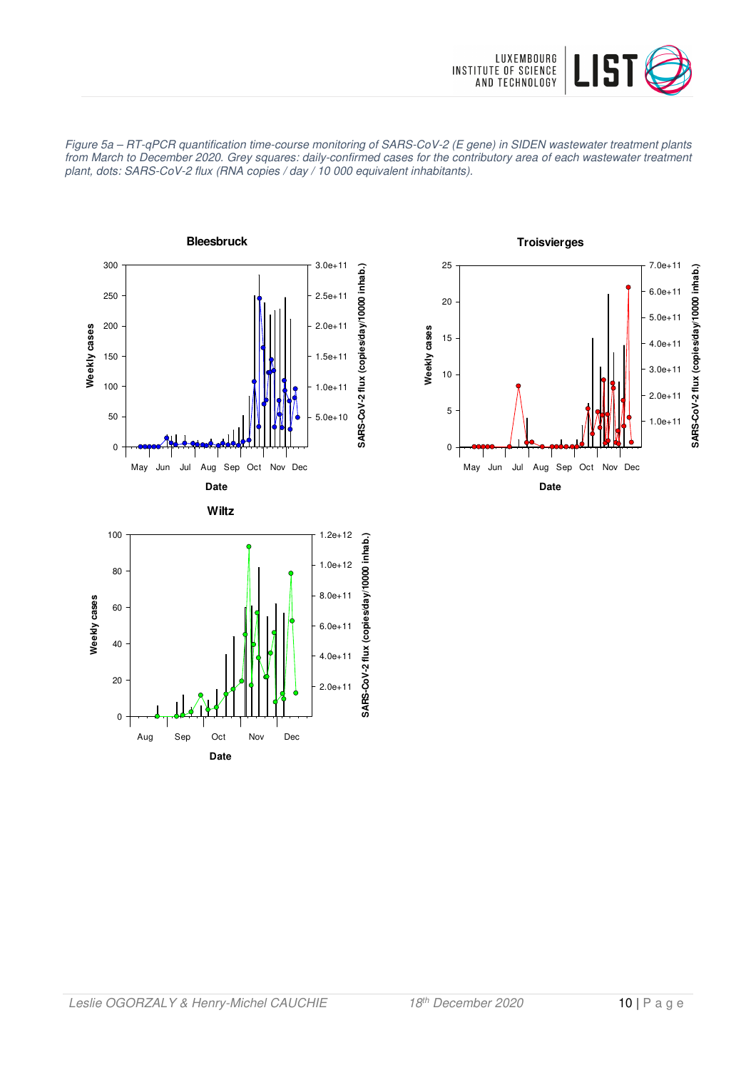*Figure 5a – RT-qPCR quantification time-course monitoring of SARS-CoV-2 (E gene) in SIDEN wastewater treatment plants from March to December 2020. Grey squares: daily-confirmed cases for the contributory area of each wastewater treatment plant, dots: SARS-CoV-2 flux (RNA copies / day / 10 000 equivalent inhabitants).*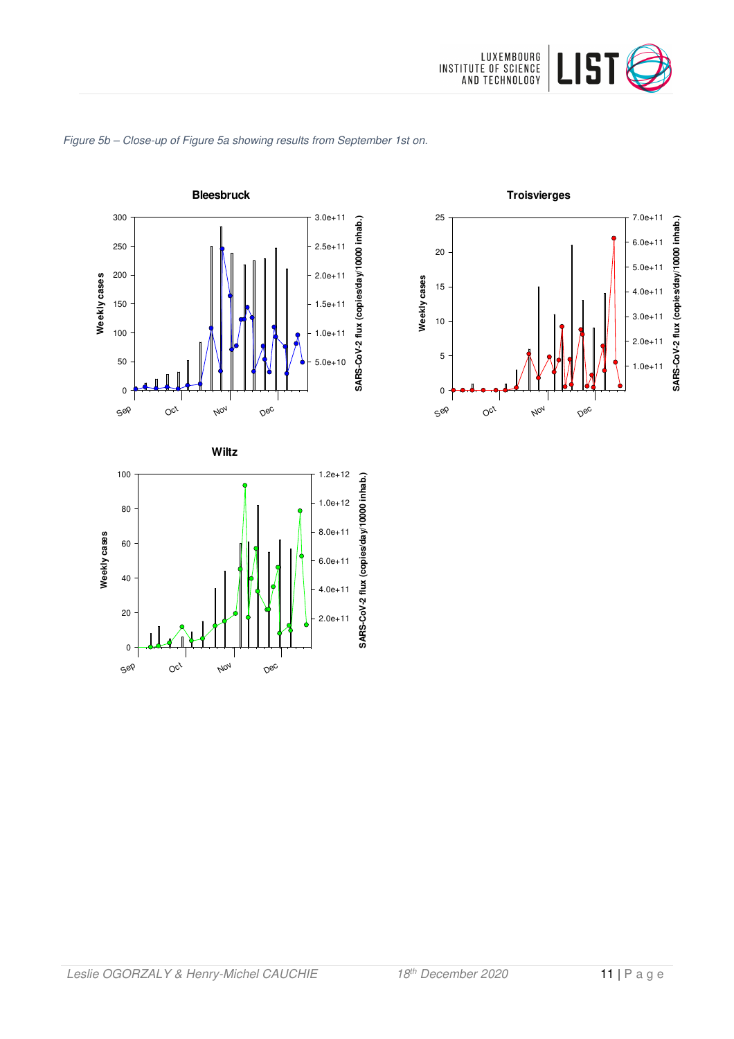*Figure 5b – Close-up of Figure 5a showing results from September 1st on.*

**Bleesbruck**

**Troisvierges**

**Wiltz**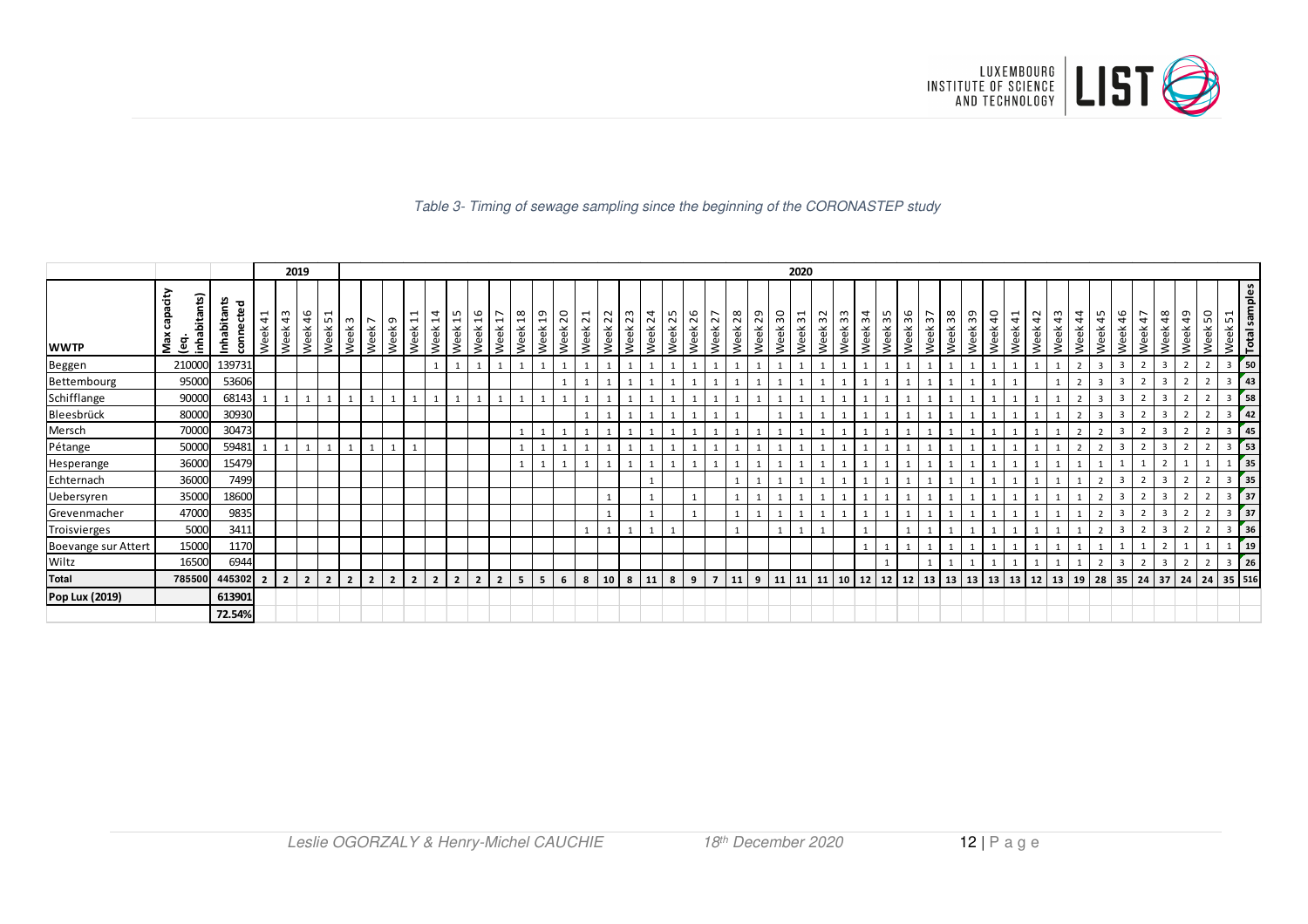*Table 3- Timing of sewage sampling since the beginning of the CORONASTEP study*

| | | | 2019 | | | | 2020 | | | | | | | | | | | | | | | | | | | | | | | | | | | | | | | | | | | | | | | | | | | |
|---|---|---|---|---|---|---|---|---|---|---|---|---|---|---|---|---|---|---|---|---|---|---|---|---|---|---|---|---|---|---|---|---|---|---|---|---|---|---|---|---|---|---|---|---|---|---|---|---|---|---|
| **WWTP** | **Max capacity (eq. inhabitants)** | **Inhabitants connected** | Week 41 | Week 43 | Week 46 | Week 51 | Week 3 | Week 7 | Week 9 | Week 11 | Week 14 | Week 15 | Week 16 | Week 17 | Week 18 | Week 19 | Week 20 | Week 21 | Week 22 | Week 23 | Week 24 | Week 25 | Week 26 | Week 27 | Week 28 | Week 29 | Week 30 | Week 31 | Week 32 | Week 33 | Week 34 | Week 35 | Week 36 | Week 37 | Week 38 | Week 39 | Week 40 | Week 41 | Week 42 | Week 43 | Week 44 | Week 45 | Week 46 | Week 47 | Week 48 | Week 49 | Week 50 | Week 51 | **Total samples** |
| Beggen | 210000 | 139731 | | | | | | | | | 1 | 1 | 1 | 1 | 1 | 1 | 1 | 1 | 1 | 1 | 1 | 1 | 1 | 1 | 1 | 1 | 1 | 1 | 1 | 1 | 1 | 1 | 1 | 1 | 1 | 1 | 1 | 1 | 1 | 1 | 2 | 3 | 3 | 2 | 3 | 2 | 2 | 3 | **50** |
| Bettembourg | 95000 | 53606 | | | | | | | | | | | | | | | 1 | 1 | 1 | 1 | 1 | 1 | 1 | 1 | 1 | 1 | 1 | 1 | 1 | 1 | 1 | 1 | 1 | 1 | 1 | 1 | 1 | 1 | | 1 | 2 | 3 | 3 | 2 | 3 | 2 | 2 | 3 | **43** |
| Schifflange | 90000 | 68143 | 1 | 1 | 1 | 1 | 1 | 1 | 1 | 1 | 1 | 1 | 1 | 1 | 1 | 1 | 1 | 1 | 1 | 1 | 1 | 1 | 1 | 1 | 1 | 1 | 1 | 1 | 1 | 1 | 1 | 1 | 1 | 1 | 1 | 1 | 1 | 1 | 1 | 1 | 2 | 3 | 3 | 2 | 3 | 2 | 2 | 3 | **58** |
| Bleesbrück | 80000 | 30930 | | | | | | | | | | | | | | | | 1 | 1 | 1 | 1 | 1 | 1 | 1 | 1 | | 1 | 1 | 1 | 1 | 1 | 1 | 1 | 1 | 1 | 1 | 1 | 1 | 1 | 1 | 2 | 3 | 3 | 2 | 3 | 2 | 2 | 3 | **42** |
| Mersch | 70000 | 30473 | | | | | | | | | | | | | 1 | 1 | 1 | 1 | 1 | 1 | 1 | 1 | 1 | 1 | 1 | 1 | 1 | 1 | 1 | 1 | 1 | 1 | 1 | 1 | 1 | 1 | 1 | 1 | 1 | 1 | 2 | 2 | 3 | 2 | 3 | 2 | 2 | 3 | **45** |
| Pétange | 50000 | 59481 | 1 | 1 | 1 | 1 | 1 | 1 | 1 | 1 | | | | | 1 | 1 | 1 | 1 | 1 | 1 | 1 | 1 | 1 | 1 | 1 | 1 | 1 | 1 | 1 | 1 | 1 | 1 | 1 | 1 | 1 | 1 | 1 | 1 | 1 | 1 | 2 | 2 | 3 | 2 | 3 | 2 | 2 | 3 | **53** |
| Hesperange | 36000 | 15479 | | | | | | | | | | | | | 1 | 1 | 1 | 1 | 1 | 1 | 1 | 1 | 1 | 1 | 1 | 1 | 1 | 1 | 1 | 1 | 1 | 1 | 1 | 1 | 1 | 1 | 1 | 1 | 1 | 1 | 1 | 1 | 1 | 1 | 2 | 1 | 1 | 1 | **35** |
| Echternach | 36000 | 7499 | | | | | | | | | | | | | | | | | | | 1 | | | | 1 | 1 | 1 | 1 | 1 | 1 | 1 | 1 | 1 | 1 | 1 | 1 | 1 | 1 | 1 | 1 | 1 | 2 | 3 | 2 | 3 | 2 | 2 | 3 | **35** |
| Uebersyren | 35000 | 18600 | | | | | | | | | | | | | | | | | 1 | | 1 | | 1 | | 1 | 1 | 1 | 1 | 1 | 1 | 1 | 1 | 1 | 1 | 1 | 1 | 1 | 1 | 1 | 1 | 1 | 2 | 3 | 2 | 3 | 2 | 2 | 3 | **37** |
| Grevenmacher | 47000 | 9835 | | | | | | | | | | | | | | | | | 1 | | 1 | | 1 | | 1 | 1 | 1 | 1 | 1 | 1 | 1 | 1 | 1 | 1 | 1 | 1 | 1 | 1 | 1 | 1 | 1 | 2 | 3 | 2 | 3 | 2 | 2 | 3 | **37** |
| Troisvierges | 5000 | 3411 | | | | | | | | | | | | | | | | 1 | 1 | 1 | 1 | 1 | | | 1 | | 1 | 1 | 1 | | 1 | | 1 | 1 | 1 | 1 | 1 | 1 | 1 | 1 | 1 | 2 | 3 | 2 | 3 | 2 | 2 | 3 | **36** |
| Boevange sur Attert | 15000 | 1170 | | | | | | | | | | | | | | | | | | | | | | | | | | | | | 1 | 1 | 1 | 1 | 1 | 1 | 1 | 1 | 1 | 1 | 1 | 1 | 1 | 1 | 2 | 1 | 1 | 1 | **19** |
| Wiltz | 16500 | 6944 | | | | | | | | | | | | | | | | | | | | | | | | | | | | | | 1 | | 1 | 1 | 1 | 1 | 1 | 1 | 1 | 1 | 2 | 3 | 2 | 3 | 2 | 2 | 3 | **26** |
| **Total** | **785500** | **445302** | **2** | **2** | **2** | **2** | **2** | **2** | **2** | **2** | **2** | **2** | **2** | **2** | **5** | **5** | **6** | **8** | **10** | **8** | **11** | **8** | **9** | **7** | **11** | **9** | **11** | **11** | **11** | **10** | **12** | **12** | **12** | **13** | **13** | **13** | **13** | **13** | **12** | **13** | **19** | **28** | **35** | **24** | **37** | **24** | **24** | **35** | **516** |
| **Pop Lux (2019)** | | **613901** | | | | | | | | | | | | | | | | | | | | | | | | | | | | | | | | | | | | | | | | | | | | | | | |
| | | **72.54%** | | | | | | | | | | | | | | | | | | | | | | | | | | | | | | | | | | | | | | | | | | | | | | | |

Leslie OGORZALY & Henry-Michel CAUCHIE — 18th December 2020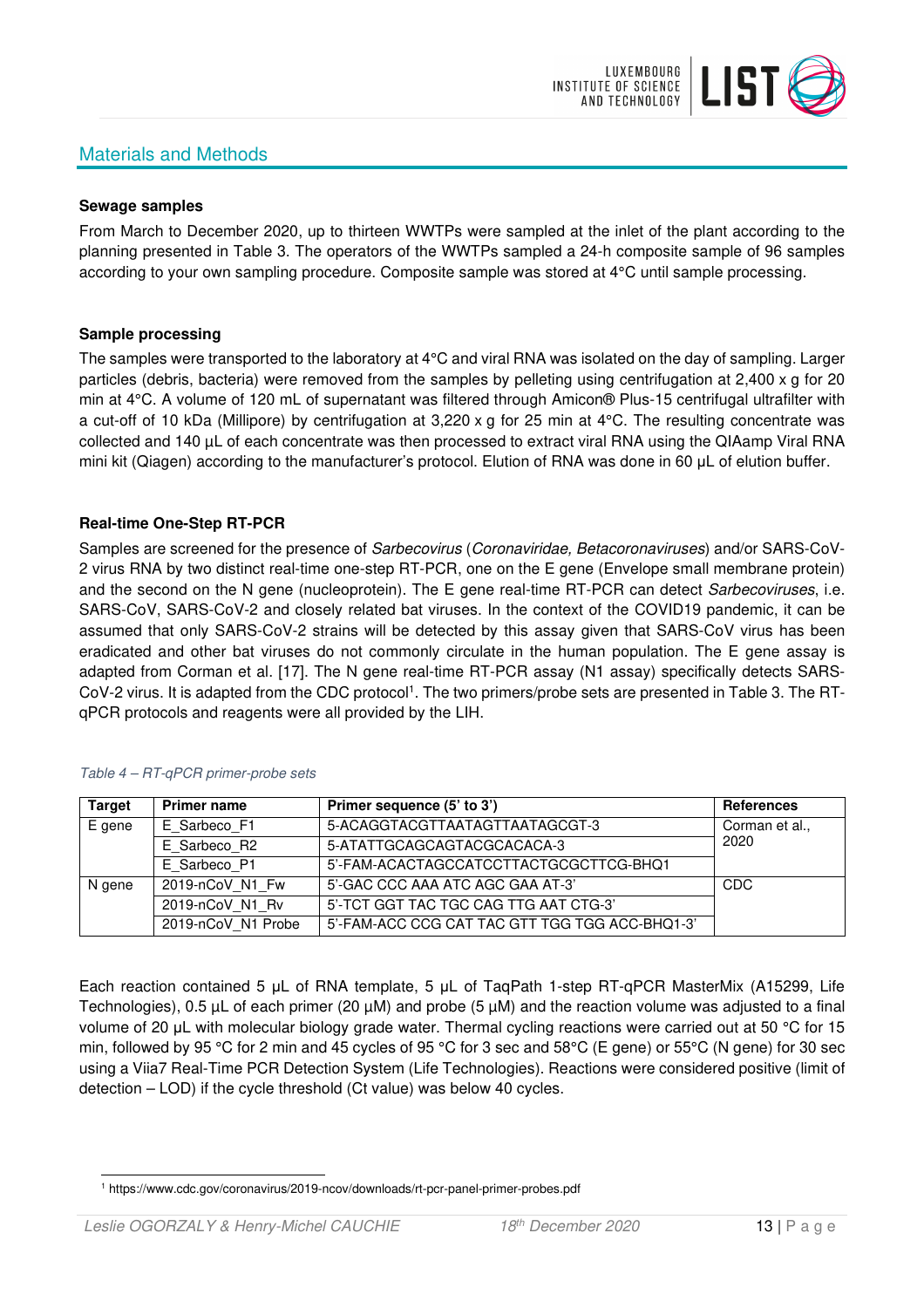## Materials and Methods

**Sewage samples**

From March to December 2020, up to thirteen WWTPs were sampled at the inlet of the plant according to the planning presented in Table 3. The operators of the WWTPs sampled a 24-h composite sample of 96 samples according to your own sampling procedure. Composite sample was stored at 4°C until sample processing.

**Sample processing**

The samples were transported to the laboratory at 4°C and viral RNA was isolated on the day of sampling. Larger particles (debris, bacteria) were removed from the samples by pelleting using centrifugation at 2,400 x g for 20 min at 4°C. A volume of 120 mL of supernatant was filtered through Amicon® Plus-15 centrifugal ultrafilter with a cut-off of 10 kDa (Millipore) by centrifugation at 3,220 x g for 25 min at 4°C. The resulting concentrate was collected and 140 µL of each concentrate was then processed to extract viral RNA using the QIAamp Viral RNA mini kit (Qiagen) according to the manufacturer's protocol. Elution of RNA was done in 60 µL of elution buffer.

**Real-time One-Step RT-PCR**

Samples are screened for the presence of *Sarbecovirus* (*Coronaviridae, Betacoronaviruses*) and/or SARS-CoV-2 virus RNA by two distinct real-time one-step RT-PCR, one on the E gene (Envelope small membrane protein) and the second on the N gene (nucleoprotein). The E gene real-time RT-PCR can detect *Sarbecoviruses*, i.e. SARS-CoV, SARS-CoV-2 and closely related bat viruses. In the context of the COVID19 pandemic, it can be assumed that only SARS-CoV-2 strains will be detected by this assay given that SARS-CoV virus has been eradicated and other bat viruses do not commonly circulate in the human population. The E gene assay is adapted from Corman et al. [17]. The N gene real-time RT-PCR assay (N1 assay) specifically detects SARS-CoV-2 virus. It is adapted from the CDC protocol[1]. The two primers/probe sets are presented in Table 3. The RT-qPCR protocols and reagents were all provided by the LIH.

*Table 4 – RT-qPCR primer-probe sets*

| Target | Primer name | Primer sequence (5' to 3') | References |
|---|---|---|---|
| E gene | E_Sarbeco_F1 | 5-ACAGGTACGTTAATAGTTAATAGCGT-3 | Corman et al., 2020 |
| | E_Sarbeco_R2 | 5-ATATTGCAGCAGTACGCACACA-3 | |
| | E_Sarbeco_P1 | 5'-FAM-ACACTAGCCATCCTTACTGCGCTTCG-BHQ1 | |
| N gene | 2019-nCoV_N1_Fw | 5'-GAC CCC AAA ATC AGC GAA AT-3' | CDC |
| | 2019-nCoV_N1_Rv | 5'-TCT GGT TAC TGC CAG TTG AAT CTG-3' | |
| | 2019-nCoV_N1 Probe | 5'-FAM-ACC CCG CAT TAC GTT TGG TGG ACC-BHQ1-3' | |

Each reaction contained 5 µL of RNA template, 5 µL of TaqPath 1-step RT-qPCR MasterMix (A15299, Life Technologies), 0.5 µL of each primer (20 µM) and probe (5 µM) and the reaction volume was adjusted to a final volume of 20 µL with molecular biology grade water. Thermal cycling reactions were carried out at 50 °C for 15 min, followed by 95 °C for 2 min and 45 cycles of 95 °C for 3 sec and 58°C (E gene) or 55°C (N gene) for 30 sec using a Viia7 Real-Time PCR Detection System (Life Technologies). Reactions were considered positive (limit of detection – LOD) if the cycle threshold (Ct value) was below 40 cycles.

[1] https://www.cdc.gov/coronavirus/2019-ncov/downloads/rt-pcr-panel-primer-probes.pdf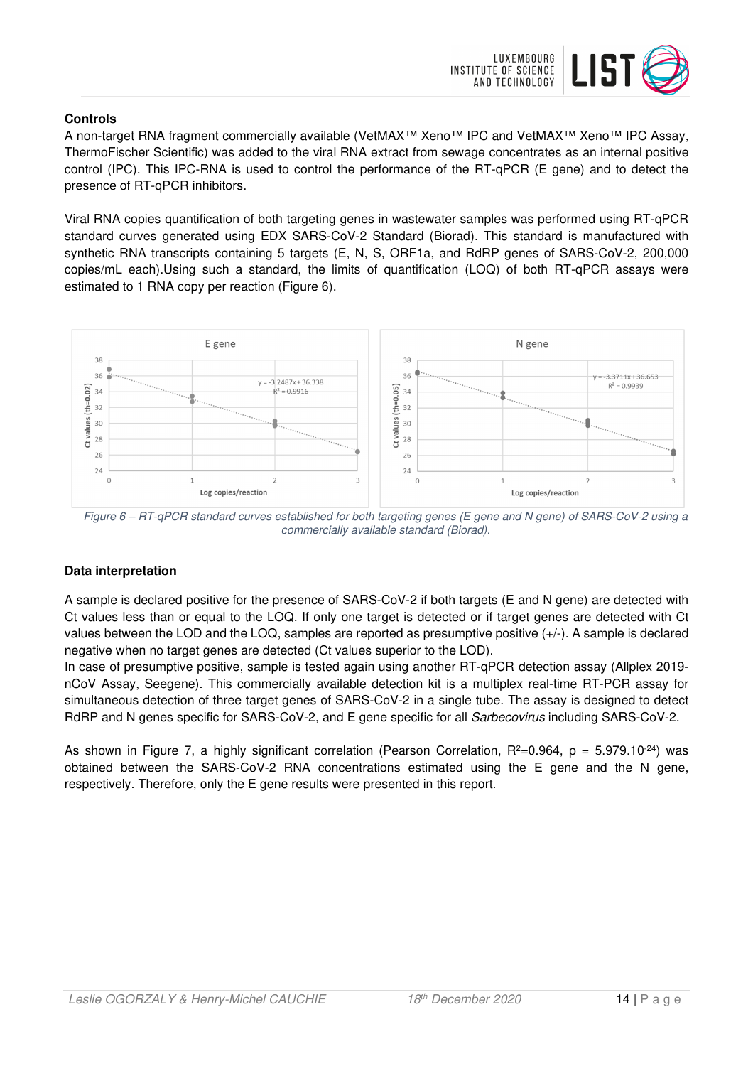**Controls**

A non-target RNA fragment commercially available (VetMAX™ Xeno™ IPC and VetMAX™ Xeno™ IPC Assay, ThermoFischer Scientific) was added to the viral RNA extract from sewage concentrates as an internal positive control (IPC). This IPC-RNA is used to control the performance of the RT-qPCR (E gene) and to detect the presence of RT-qPCR inhibitors.

Viral RNA copies quantification of both targeting genes in wastewater samples was performed using RT-qPCR standard curves generated using EDX SARS-CoV-2 Standard (Biorad). This standard is manufactured with synthetic RNA transcripts containing 5 targets (E, N, S, ORF1a, and RdRP genes of SARS-CoV-2, 200,000 copies/mL each).Using such a standard, the limits of quantification (LOQ) of both RT-qPCR assays were estimated to 1 RNA copy per reaction (Figure 6).

*Figure 6 – RT-qPCR standard curves established for both targeting genes (E gene and N gene) of SARS-CoV-2 using a commercially available standard (Biorad).*

**Data interpretation**

A sample is declared positive for the presence of SARS-CoV-2 if both targets (E and N gene) are detected with Ct values less than or equal to the LOQ. If only one target is detected or if target genes are detected with Ct values between the LOD and the LOQ, samples are reported as presumptive positive (+/-). A sample is declared negative when no target genes are detected (Ct values superior to the LOD).

In case of presumptive positive, sample is tested again using another RT-qPCR detection assay (Allplex 2019-nCoV Assay, Seegene). This commercially available detection kit is a multiplex real-time RT-PCR assay for simultaneous detection of three target genes of SARS-CoV-2 in a single tube. The assay is designed to detect RdRP and N genes specific for SARS-CoV-2, and E gene specific for all *Sarbecovirus* including SARS-CoV-2.

As shown in Figure 7, a highly significant correlation (Pearson Correlation, $R^2$=0.964, $p = 5.979.10^{-24}$) was obtained between the SARS-CoV-2 RNA concentrations estimated using the E gene and the N gene, respectively. Therefore, only the E gene results were presented in this report.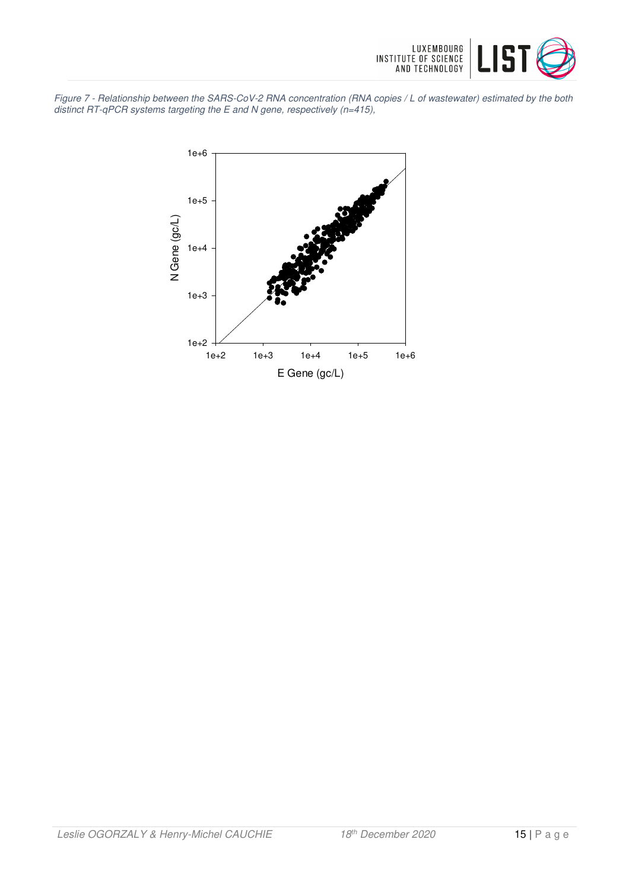*Figure 7 - Relationship between the SARS-CoV-2 RNA concentration (RNA copies / L of wastewater) estimated by the both distinct RT-qPCR systems targeting the E and N gene, respectively (n=415),*

N Gene (gc/L)

1e+6

1e+5

1e+4

1e+3

1e+2

1e+2 1e+3 1e+4 1e+5 1e+6

E Gene (gc/L)